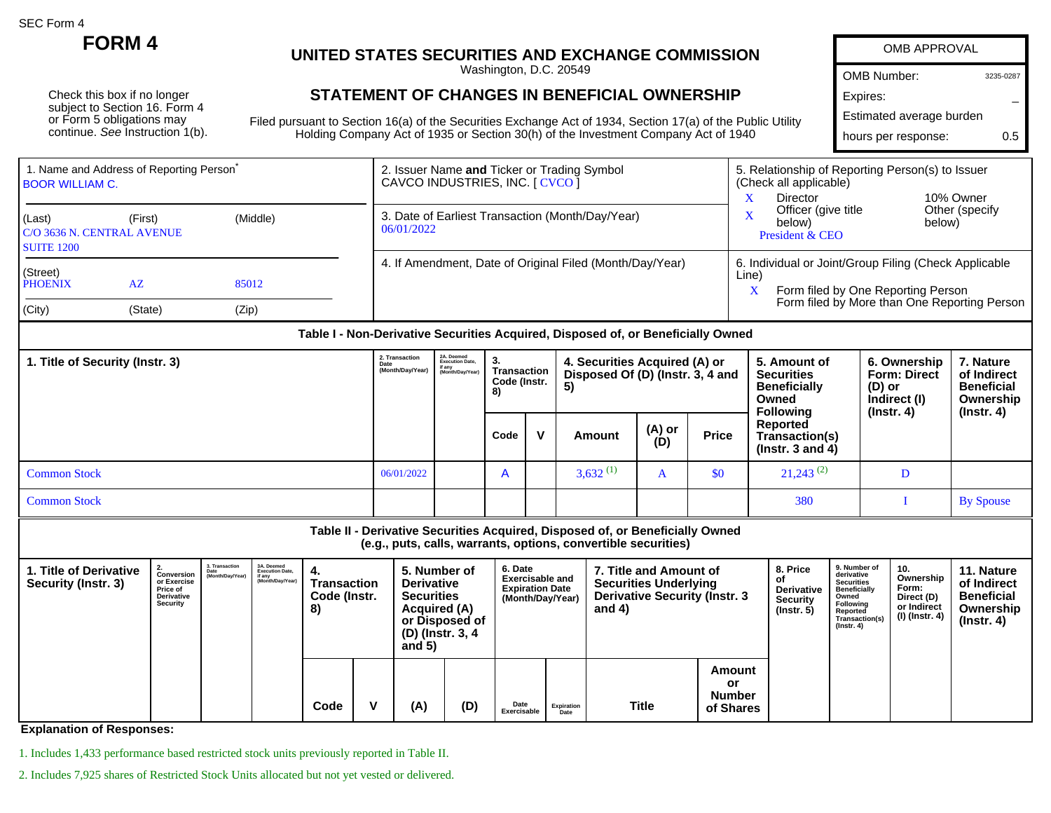SEC Form 4

# FORM 4

## UNITED STATES SECURITIES AND EXCHANGE COMMISSION

Washington, D.C. 20549

## STATEMENT OF CHANGES IN BENEFICIAL OWNERSHIP

Filed pursuant to Section 16(a) of the Securities Exchange Act of 1934, Section 17(a) of the Public Utility Holding Company Act of 1935 or Section 30(h) of the Investment Company Act of 1940

Check this box if no longer subject to Section 16. Form 4 or Form 5 obligations may continue. *See* Instruction 1(b).

| OMB APPROVAL | |
|---|---|
| OMB Number: | 3235-0287 |
| Expires: | – |
| Estimated average burden hours per response: | 0.5 |

**1. Name and Address of Reporting Person***
BOOR WILLIAM C.

(Last) (First) (Middle)
C/O 3636 N. CENTRAL AVENUE
SUITE 1200

(Street)
PHOENIX AZ 85012

(City) (State) (Zip)

**2. Issuer Name and Ticker or Trading Symbol**
CAVCO INDUSTRIES, INC. [ CVCO ]

**3. Date of Earliest Transaction (Month/Day/Year)**
06/01/2022

**4. If Amendment, Date of Original Filed (Month/Day/Year)**

**5. Relationship of Reporting Person(s) to Issuer (Check all applicable)**
X Director
10% Owner
X Officer (give title below)
Other (specify below)
President & CEO

**6. Individual or Joint/Group Filing (Check Applicable Line)**
X Form filed by One Reporting Person
Form filed by More than One Reporting Person

### Table I - Non-Derivative Securities Acquired, Disposed of, or Beneficially Owned

| 1. Title of Security (Instr. 3) | 2. Transaction Date (Month/Day/Year) | 2A. Deemed Execution Date, if any (Month/Day/Year) | 3. Transaction Code (Instr. 8) | | 4. Securities Acquired (A) or Disposed Of (D) (Instr. 3, 4 and 5) | | | 5. Amount of Securities Beneficially Owned Following Reported Transaction(s) (Instr. 3 and 4) | 6. Ownership Form: Direct (D) or Indirect (I) (Instr. 4) | 7. Nature of Indirect Beneficial Ownership (Instr. 4) |
|---|---|---|---|---|---|---|---|---|---|---|
| | | | Code | V | Amount | (A) or (D) | Price | | | |
| Common Stock | 06/01/2022 | | A | | 3,632 (1) | A | $0 | 21,243 (2) | D | |
| Common Stock | | | | | | | | 380 | I | By Spouse |

### Table II - Derivative Securities Acquired, Disposed of, or Beneficially Owned (e.g., puts, calls, warrants, options, convertible securities)

| 1. Title of Derivative Security (Instr. 3) | 2. Conversion or Exercise Price of Derivative Security | 3. Transaction Date (Month/Day/Year) | 3A. Deemed Execution Date, if any (Month/Day/Year) | 4. Transaction Code (Instr. 8) | | 5. Number of Derivative Securities Acquired (A) or Disposed of (D) (Instr. 3, 4 and 5) | | 6. Date Exercisable and Expiration Date (Month/Day/Year) | | 7. Title and Amount of Securities Underlying Derivative Security (Instr. 3 and 4) | | 8. Price of Derivative Security (Instr. 5) | 9. Number of derivative Securities Beneficially Owned Following Reported Transaction(s) (Instr. 4) | 10. Ownership Form: Direct (D) or Indirect (I) (Instr. 4) | 11. Nature of Indirect Beneficial Ownership (Instr. 4) |
|---|---|---|---|---|---|---|---|---|---|---|---|---|---|---|---|
| | | | | Code | V | (A) | (D) | Date Exercisable | Expiration Date | Title | Amount or Number of Shares | | | | |

**Explanation of Responses:**

1. Includes 1,433 performance based restricted stock units previously reported in Table II.

2. Includes 7,925 shares of Restricted Stock Units allocated but not yet vested or delivered.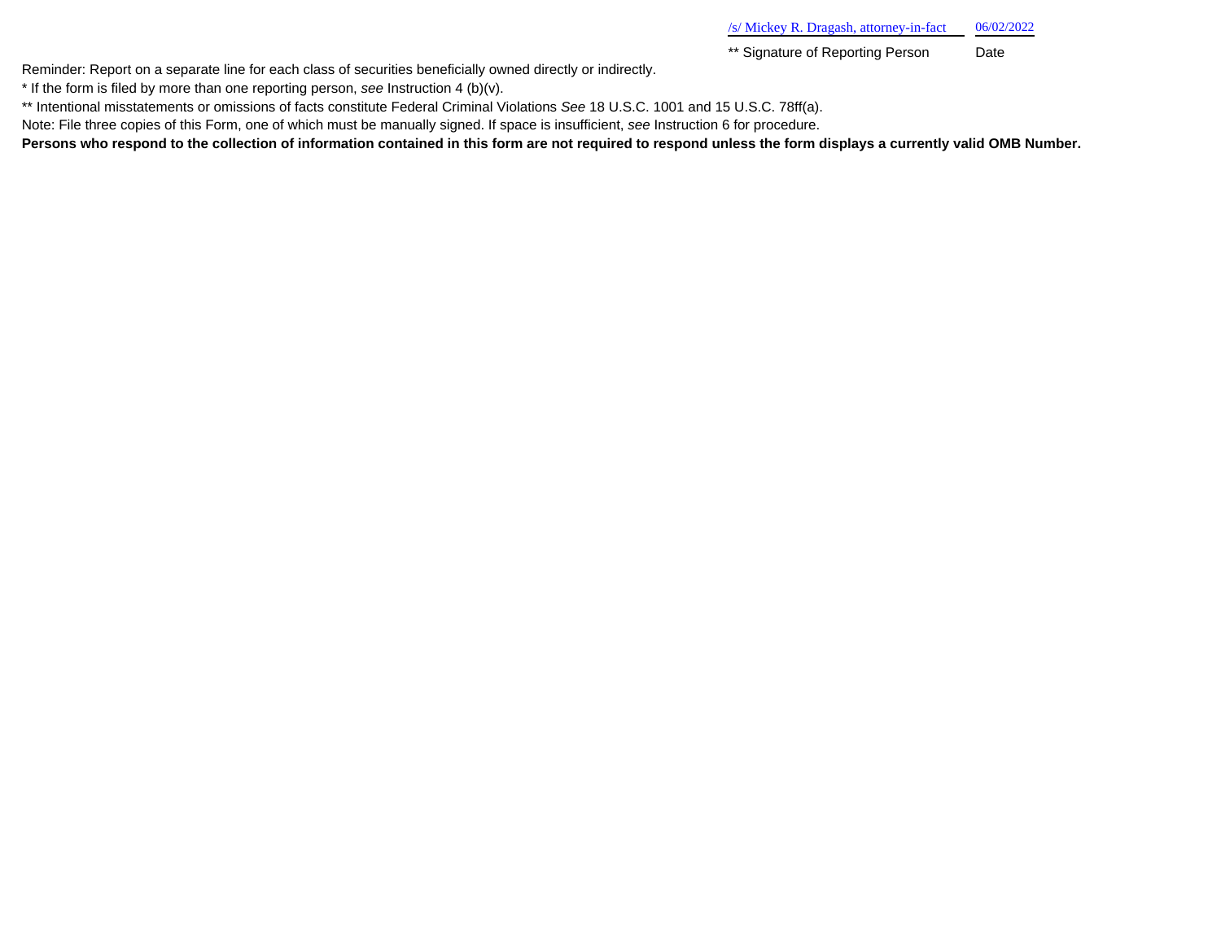| | |
|---|---|
| /s/ Mickey R. Dragash, attorney-in-fact | 06/02/2022 |
| ** Signature of Reporting Person | Date |

Reminder: Report on a separate line for each class of securities beneficially owned directly or indirectly.

* If the form is filed by more than one reporting person, *see* Instruction 4 (b)(v).

** Intentional misstatements or omissions of facts constitute Federal Criminal Violations *See* 18 U.S.C. 1001 and 15 U.S.C. 78ff(a).

Note: File three copies of this Form, one of which must be manually signed. If space is insufficient, *see* Instruction 6 for procedure.

**Persons who respond to the collection of information contained in this form are not required to respond unless the form displays a currently valid OMB Number.**